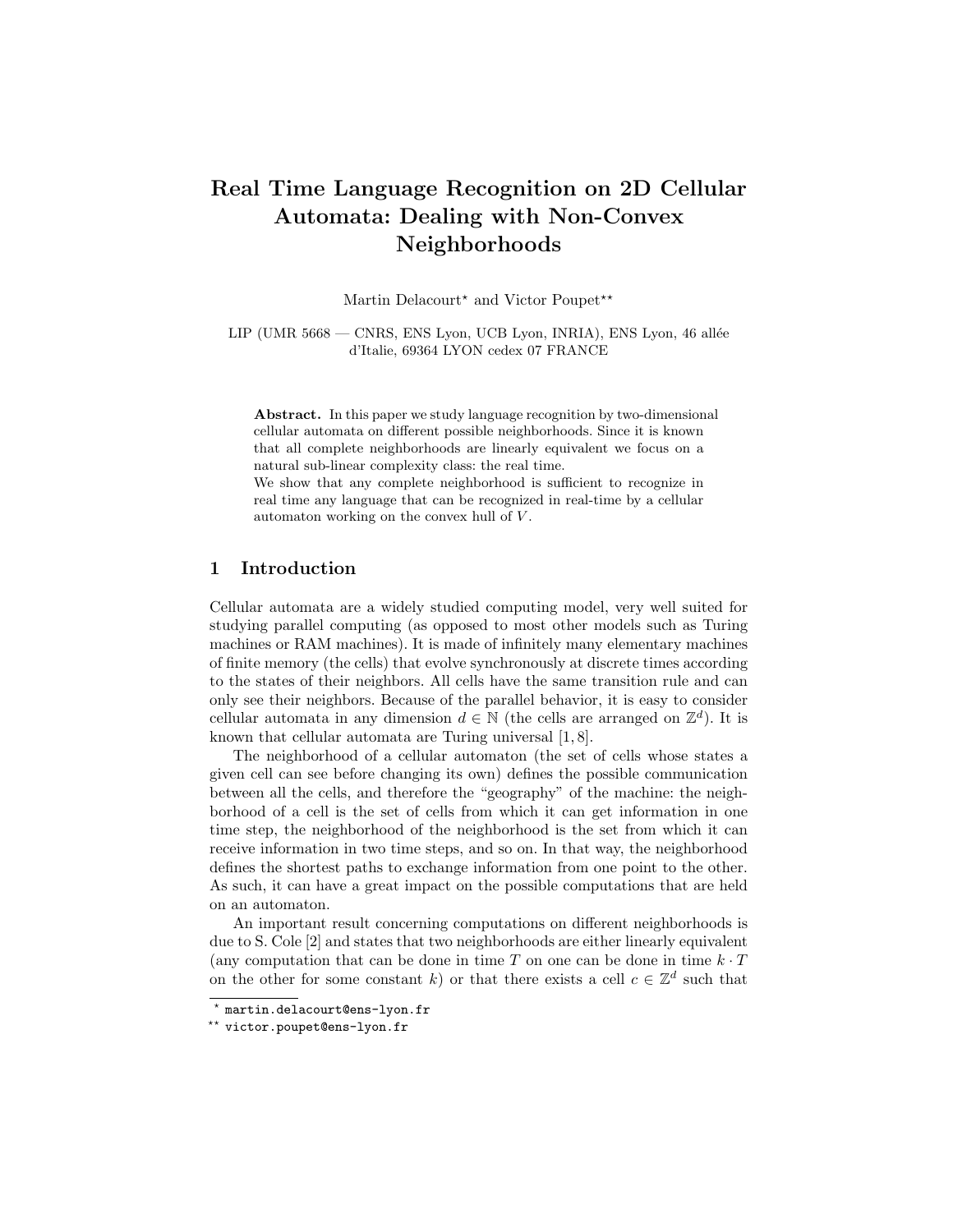# Real Time Language Recognition on 2D Cellular Automata: Dealing with Non-Convex Neighborhoods

Martin Delacourt* and Victor Poupet**

LIP (UMR 5668 — CNRS, ENS Lyon, UCB Lyon, INRIA), ENS Lyon, 46 allée d'Italie, 69364 LYON cedex 07 FRANCE

**Abstract.** In this paper we study language recognition by two-dimensional cellular automata on different possible neighborhoods. Since it is known that all complete neighborhoods are linearly equivalent we focus on a natural sub-linear complexity class: the real time.
We show that any complete neighborhood is sufficient to recognize in real time any language that can be recognized in real-time by a cellular automaton working on the convex hull of $V$.

## 1 Introduction

Cellular automata are a widely studied computing model, very well suited for studying parallel computing (as opposed to most other models such as Turing machines or RAM machines). It is made of infinitely many elementary machines of finite memory (the cells) that evolve synchronously at discrete times according to the states of their neighbors. All cells have the same transition rule and can only see their neighbors. Because of the parallel behavior, it is easy to consider cellular automata in any dimension $d \in \mathbb{N}$ (the cells are arranged on $\mathbb{Z}^d$). It is known that cellular automata are Turing universal [1, 8].

The neighborhood of a cellular automaton (the set of cells whose states a given cell can see before changing its own) defines the possible communication between all the cells, and therefore the "geography" of the machine: the neighborhood of a cell is the set of cells from which it can get information in one time step, the neighborhood of the neighborhood is the set from which it can receive information in two time steps, and so on. In that way, the neighborhood defines the shortest paths to exchange information from one point to the other. As such, it can have a great impact on the possible computations that are held on an automaton.

An important result concerning computations on different neighborhoods is due to S. Cole [2] and states that two neighborhoods are either linearly equivalent (any computation that can be done in time $T$ on one can be done in time $k \cdot T$ on the other for some constant $k$) or that there exists a cell $c \in \mathbb{Z}^d$ such that

---

* martin.delacourt@ens-lyon.fr

** victor.poupet@ens-lyon.fr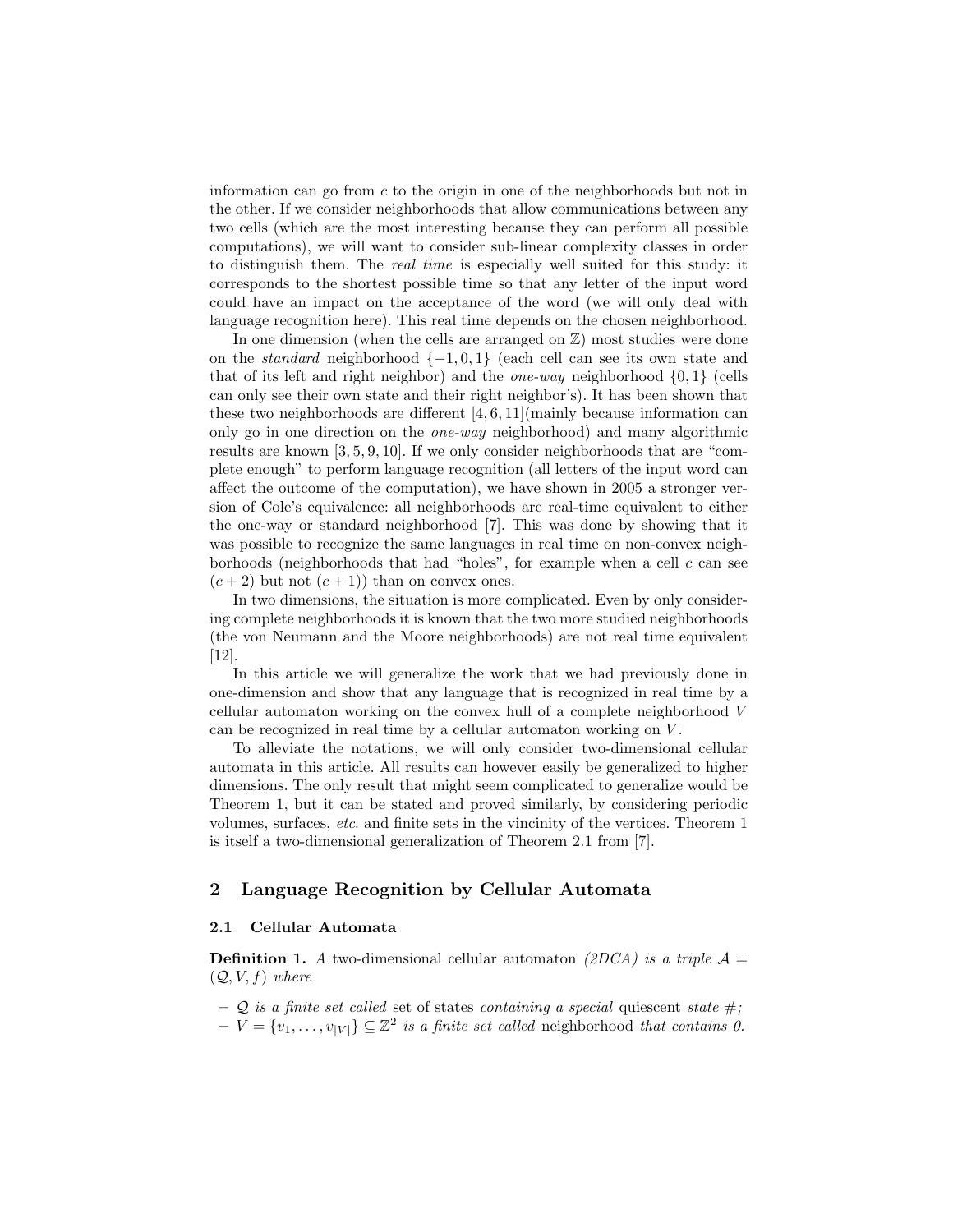information can go from $c$ to the origin in one of the neighborhoods but not in the other. If we consider neighborhoods that allow communications between any two cells (which are the most interesting because they can perform all possible computations), we will want to consider sub-linear complexity classes in order to distinguish them. The *real time* is especially well suited for this study: it corresponds to the shortest possible time so that any letter of the input word could have an impact on the acceptance of the word (we will only deal with language recognition here). This real time depends on the chosen neighborhood.

In one dimension (when the cells are arranged on $\mathbb{Z}$) most studies were done on the *standard* neighborhood $\{-1, 0, 1\}$ (each cell can see its own state and that of its left and right neighbor) and the *one-way* neighborhood $\{0, 1\}$ (cells can only see their own state and their right neighbor's). It has been shown that these two neighborhoods are different [4, 6, 11](mainly because information can only go in one direction on the *one-way* neighborhood) and many algorithmic results are known [3, 5, 9, 10]. If we only consider neighborhoods that are "complete enough" to perform language recognition (all letters of the input word can affect the outcome of the computation), we have shown in 2005 a stronger version of Cole's equivalence: all neighborhoods are real-time equivalent to either the one-way or standard neighborhood [7]. This was done by showing that it was possible to recognize the same languages in real time on non-convex neighborhoods (neighborhoods that had "holes", for example when a cell $c$ can see $(c + 2)$ but not $(c + 1)$) than on convex ones.

In two dimensions, the situation is more complicated. Even by only considering complete neighborhoods it is known that the two more studied neighborhoods (the von Neumann and the Moore neighborhoods) are not real time equivalent [12].

In this article we will generalize the work that we had previously done in one-dimension and show that any language that is recognized in real time by a cellular automaton working on the convex hull of a complete neighborhood $V$ can be recognized in real time by a cellular automaton working on $V$.

To alleviate the notations, we will only consider two-dimensional cellular automata in this article. All results can however easily be generalized to higher dimensions. The only result that might seem complicated to generalize would be Theorem 1, but it can be stated and proved similarly, by considering periodic volumes, surfaces, *etc.* and finite sets in the vincinity of the vertices. Theorem 1 is itself a two-dimensional generalization of Theorem 2.1 from [7].

## 2 Language Recognition by Cellular Automata

### 2.1 Cellular Automata

**Definition 1.** *A* two-dimensional cellular automaton *(2DCA) is a triple* $\mathcal{A} = (\mathcal{Q}, V, f)$ *where*

- $\mathcal{Q}$ *is a finite set called* set of states *containing a special* quiescent *state* $\#$*;*
- $V = \{v_1, \ldots, v_{|V|}\} \subseteq \mathbb{Z}^2$ *is a finite set called* neighborhood *that contains 0.*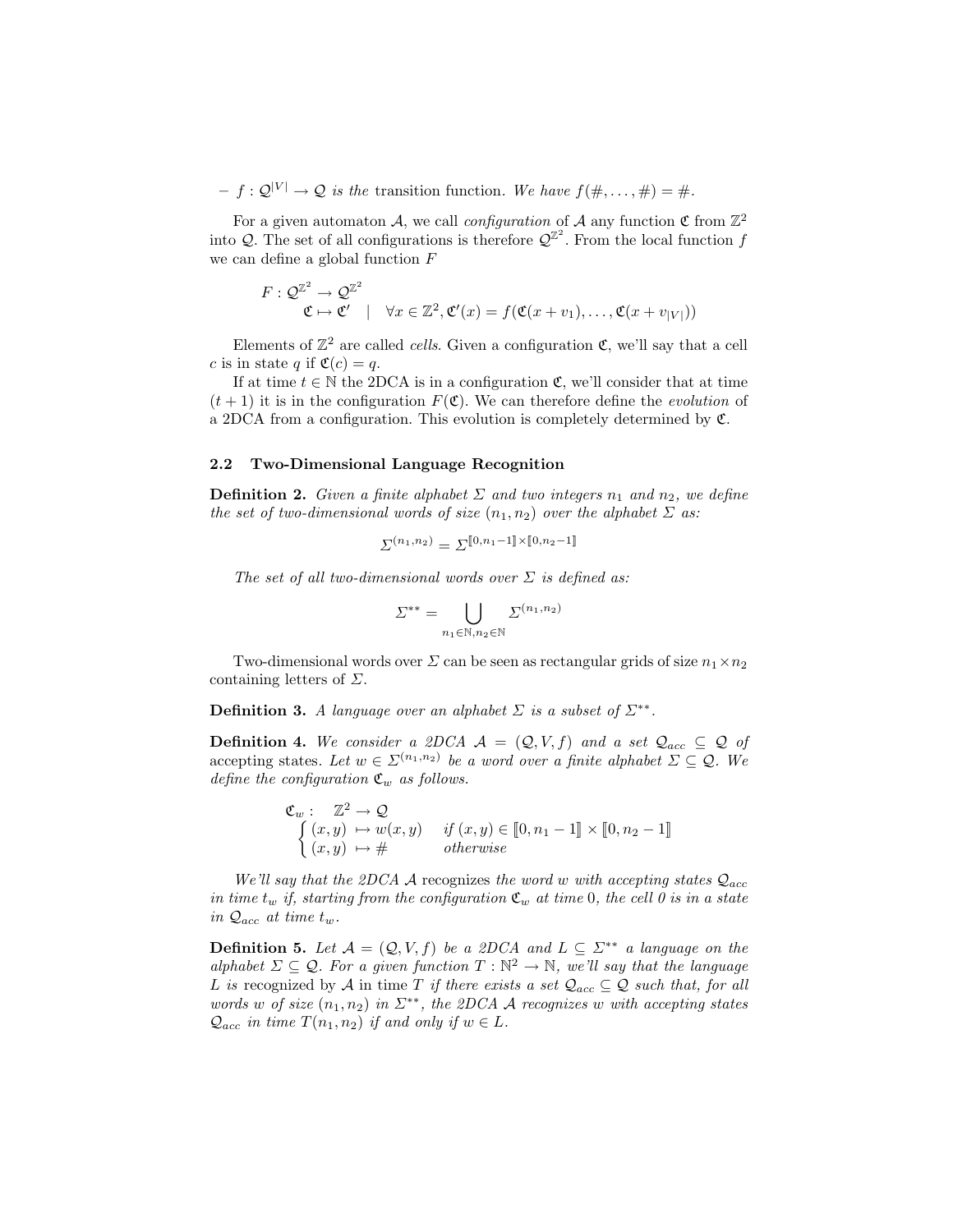– $f : \mathcal{Q}^{|V|} \to \mathcal{Q}$ *is the* transition function. *We have* $f(\#, \dots, \#) = \#$.

For a given automaton $\mathcal{A}$, we call *configuration* of $\mathcal{A}$ any function $\mathfrak{C}$ from $\mathbb{Z}^2$ into $\mathcal{Q}$. The set of all configurations is therefore $\mathcal{Q}^{\mathbb{Z}^2}$. From the local function $f$ we can define a global function $F$

$$
\begin{aligned}
F : \mathcal{Q}^{\mathbb{Z}^2} &\to \mathcal{Q}^{\mathbb{Z}^2} \\
\mathfrak{C} &\mapsto \mathfrak{C}' \quad | \quad \forall x \in \mathbb{Z}^2, \mathfrak{C}'(x) = f(\mathfrak{C}(x + v_1), \dots, \mathfrak{C}(x + v_{|V|}))
\end{aligned}
$$

Elements of $\mathbb{Z}^2$ are called *cells*. Given a configuration $\mathfrak{C}$, we'll say that a cell $c$ is in state $q$ if $\mathfrak{C}(c) = q$.

If at time $t \in \mathbb{N}$ the 2DCA is in a configuration $\mathfrak{C}$, we'll consider that at time $(t+1)$ it is in the configuration $F(\mathfrak{C})$. We can therefore define the *evolution* of a 2DCA from a configuration. This evolution is completely determined by $\mathfrak{C}$.

### 2.2 Two-Dimensional Language Recognition

**Definition 2.** *Given a finite alphabet $\Sigma$ and two integers $n_1$ and $n_2$, we define the set of two-dimensional words of size $(n_1, n_2)$ over the alphabet $\Sigma$ as:*

$$\Sigma^{(n_1,n_2)} = \Sigma^{[\![0,n_1-1]\!] \times [\![0,n_2-1]\!]}$$

*The set of all two-dimensional words over $\Sigma$ is defined as:*

$$\Sigma^{**} = \bigcup_{n_1 \in \mathbb{N}, n_2 \in \mathbb{N}} \Sigma^{(n_1,n_2)}$$

Two-dimensional words over $\Sigma$ can be seen as rectangular grids of size $n_1 \times n_2$ containing letters of $\Sigma$.

**Definition 3.** *A language over an alphabet $\Sigma$ is a subset of $\Sigma^{**}$.*

**Definition 4.** *We consider a 2DCA $\mathcal{A} = (\mathcal{Q}, V, f)$ and a set $\mathcal{Q}_{acc} \subseteq \mathcal{Q}$ of* accepting states. *Let $w \in \Sigma^{(n_1,n_2)}$ be a word over a finite alphabet $\Sigma \subseteq \mathcal{Q}$. We define the configuration $\mathfrak{C}_w$ as follows.*

$$
\begin{aligned}
\mathfrak{C}_w : \quad & \mathbb{Z}^2 \to \mathcal{Q} \\
& \begin{cases} (x, y) \mapsto w(x, y) & \text{if } (x, y) \in [\![0, n_1 - 1]\!] \times [\![0, n_2 - 1]\!] \\ (x, y) \mapsto \# & \text{otherwise} \end{cases}
\end{aligned}
$$

*We'll say that the 2DCA $\mathcal{A}$* recognizes *the word $w$ with accepting states $\mathcal{Q}_{acc}$ in time $t_w$ if, starting from the configuration $\mathfrak{C}_w$ at time 0, the cell 0 is in a state in $\mathcal{Q}_{acc}$ at time $t_w$.*

**Definition 5.** *Let $\mathcal{A} = (\mathcal{Q}, V, f)$ be a 2DCA and $L \subseteq \Sigma^{**}$ a language on the alphabet $\Sigma \subseteq \mathcal{Q}$. For a given function $T : \mathbb{N}^2 \to \mathbb{N}$, we'll say that the language $L$ is* recognized by $\mathcal{A}$ in time $T$ *if there exists a set $\mathcal{Q}_{acc} \subseteq \mathcal{Q}$ such that, for all words $w$ of size $(n_1, n_2)$ in $\Sigma^{**}$, the 2DCA $\mathcal{A}$ recognizes $w$ with accepting states $\mathcal{Q}_{acc}$ in time $T(n_1, n_2)$ if and only if $w \in L$.*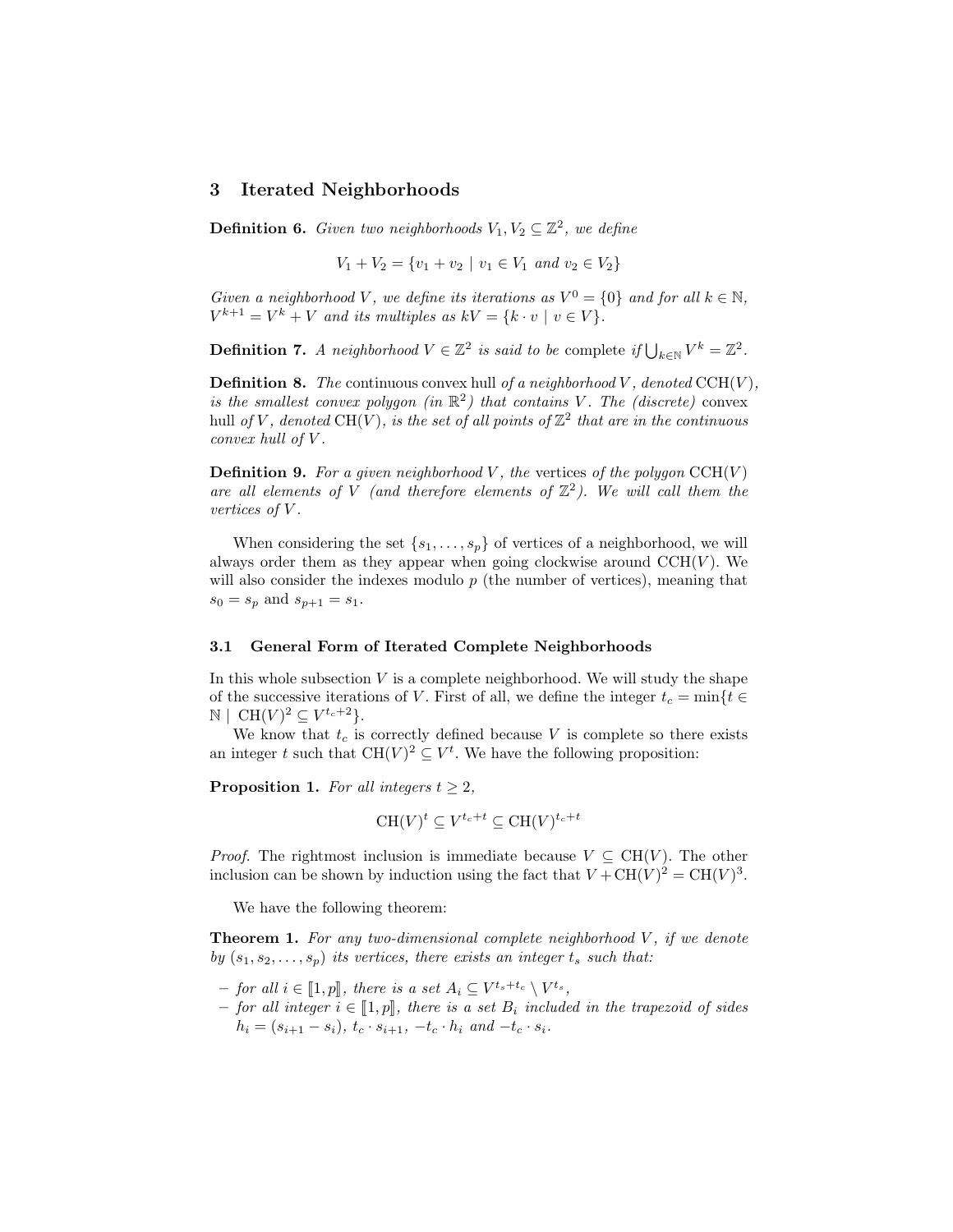## 3 Iterated Neighborhoods

**Definition 6.** *Given two neighborhoods $V_1, V_2 \subseteq \mathbb{Z}^2$, we define*

$$V_1 + V_2 = \{v_1 + v_2 \mid v_1 \in V_1 \text{ and } v_2 \in V_2\}$$

*Given a neighborhood $V$, we define its iterations as $V^0 = \{0\}$ and for all $k \in \mathbb{N}$, $V^{k+1} = V^k + V$ and its multiples as $kV = \{k \cdot v \mid v \in V\}$.*

**Definition 7.** *A neighborhood $V \in \mathbb{Z}^2$ is said to be* complete *if $\bigcup_{k \in \mathbb{N}} V^k = \mathbb{Z}^2$.*

**Definition 8.** *The* continuous convex hull *of a neighborhood $V$, denoted $\mathrm{CCH}(V)$, is the smallest convex polygon (in $\mathbb{R}^2$) that contains $V$. The (discrete)* convex hull *of $V$, denoted $\mathrm{CH}(V)$, is the set of all points of $\mathbb{Z}^2$ that are in the continuous convex hull of $V$.*

**Definition 9.** *For a given neighborhood $V$, the* vertices *of the polygon $\mathrm{CCH}(V)$ are all elements of $V$ (and therefore elements of $\mathbb{Z}^2$). We will call them the* vertices *of $V$.*

When considering the set $\{s_1, \ldots, s_p\}$ of vertices of a neighborhood, we will always order them as they appear when going clockwise around $\mathrm{CCH}(V)$. We will also consider the indexes modulo $p$ (the number of vertices), meaning that $s_0 = s_p$ and $s_{p+1} = s_1$.

### 3.1 General Form of Iterated Complete Neighborhoods

In this whole subsection $V$ is a complete neighborhood. We will study the shape of the successive iterations of $V$. First of all, we define the integer $t_c = \min\{t \in \mathbb{N} \mid \mathrm{CH}(V)^2 \subseteq V^{t_c+2}\}$.

We know that $t_c$ is correctly defined because $V$ is complete so there exists an integer $t$ such that $\mathrm{CH}(V)^2 \subseteq V^t$. We have the following proposition:

**Proposition 1.** *For all integers $t \geq 2$,*

$$\mathrm{CH}(V)^t \subseteq V^{t_c+t} \subseteq \mathrm{CH}(V)^{t_c+t}$$

*Proof.* The rightmost inclusion is immediate because $V \subseteq \mathrm{CH}(V)$. The other inclusion can be shown by induction using the fact that $V + \mathrm{CH}(V)^2 = \mathrm{CH}(V)^3$.

We have the following theorem:

**Theorem 1.** *For any two-dimensional complete neighborhood $V$, if we denote by $(s_1, s_2, \ldots, s_p)$ its vertices, there exists an integer $t_s$ such that:*

- *for all $i \in [\![1, p]\!]$, there is a set $A_i \subseteq V^{t_s+t_c} \setminus V^{t_s}$,*
- *for all integer $i \in [\![1, p]\!]$, there is a set $B_i$ included in the trapezoid of sides $h_i = (s_{i+1} - s_i)$, $t_c \cdot s_{i+1}$, $-t_c \cdot h_i$ and $-t_c \cdot s_i$.*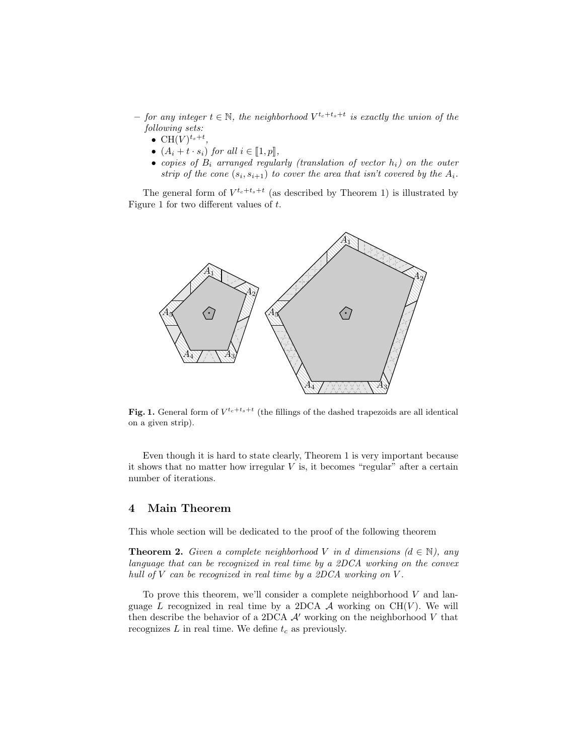– *for any integer $t \in \mathbb{N}$, the neighborhood $V^{t_c+t_s+t}$ is exactly the union of the following sets:*
  - $\mathrm{CH}(V)^{t_s+t}$,
  - $(A_i + t \cdot s_i)$ *for all* $i \in [\![1, p]\!]$,
  - *copies of $B_i$ arranged regularly (translation of vector $h_i$) on the outer strip of the cone $(s_i, s_{i+1})$ to cover the area that isn't covered by the $A_i$.*

The general form of $V^{t_c+t_s+t}$ (as described by Theorem 1) is illustrated by Figure 1 for two different values of $t$.

**Fig. 1.** General form of $V^{t_c+t_s+t}$ (the fillings of the dashed trapezoids are all identical on a given strip).

Even though it is hard to state clearly, Theorem 1 is very important because it shows that no matter how irregular $V$ is, it becomes "regular" after a certain number of iterations.

## 4 Main Theorem

This whole section will be dedicated to the proof of the following theorem

**Theorem 2.** *Given a complete neighborhood $V$ in $d$ dimensions ($d \in \mathbb{N}$), any language that can be recognized in real time by a 2DCA working on the convex hull of $V$ can be recognized in real time by a 2DCA working on $V$.*

To prove this theorem, we'll consider a complete neighborhood $V$ and language $L$ recognized in real time by a 2DCA $\mathcal{A}$ working on $\mathrm{CH}(V)$. We will then describe the behavior of a 2DCA $\mathcal{A}'$ working on the neighborhood $V$ that recognizes $L$ in real time. We define $t_c$ as previously.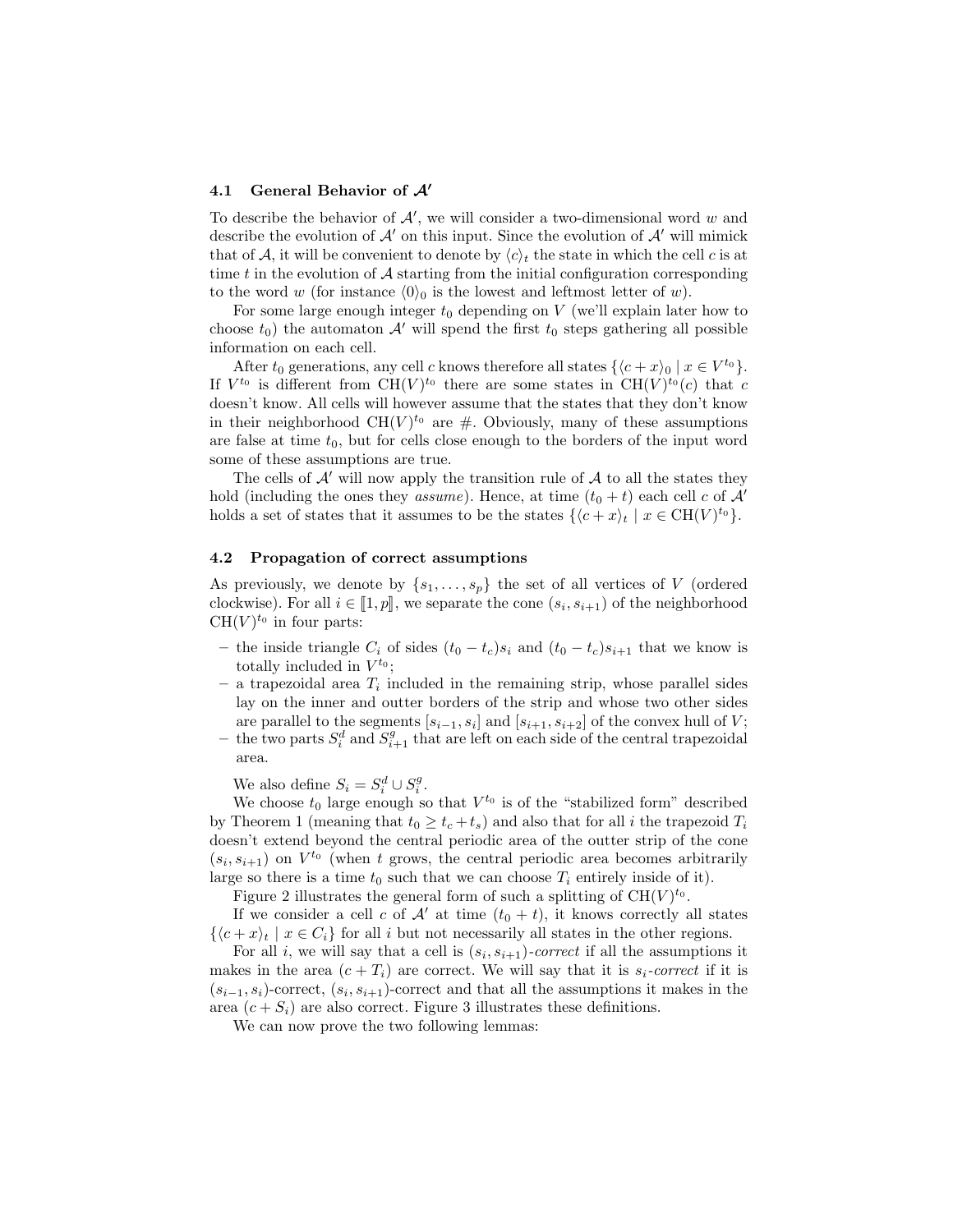### 4.1 General Behavior of $\mathcal{A}'$

To describe the behavior of $\mathcal{A}'$, we will consider a two-dimensional word $w$ and describe the evolution of $\mathcal{A}'$ on this input. Since the evolution of $\mathcal{A}'$ will mimick that of $\mathcal{A}$, it will be convenient to denote by $\langle c \rangle_t$ the state in which the cell $c$ is at time $t$ in the evolution of $\mathcal{A}$ starting from the initial configuration corresponding to the word $w$ (for instance $\langle 0 \rangle_0$ is the lowest and leftmost letter of $w$).

For some large enough integer $t_0$ depending on $V$ (we'll explain later how to choose $t_0$) the automaton $\mathcal{A}'$ will spend the first $t_0$ steps gathering all possible information on each cell.

After $t_0$ generations, any cell $c$ knows therefore all states $\{\langle c + x \rangle_0 \mid x \in V^{t_0}\}$. If $V^{t_0}$ is different from $\mathrm{CH}(V)^{t_0}$ there are some states in $\mathrm{CH}(V)^{t_0}(c)$ that $c$ doesn't know. All cells will however assume that the states that they don't know in their neighborhood $\mathrm{CH}(V)^{t_0}$ are $\#$. Obviously, many of these assumptions are false at time $t_0$, but for cells close enough to the borders of the input word some of these assumptions are true.

The cells of $\mathcal{A}'$ will now apply the transition rule of $\mathcal{A}$ to all the states they hold (including the ones they *assume*). Hence, at time $(t_0 + t)$ each cell $c$ of $\mathcal{A}'$ holds a set of states that it assumes to be the states $\{\langle c + x \rangle_t \mid x \in \mathrm{CH}(V)^{t_0}\}$.

### 4.2 Propagation of correct assumptions

As previously, we denote by $\{s_1, \ldots, s_p\}$ the set of all vertices of $V$ (ordered clockwise). For all $i \in [\![1, p]\!]$, we separate the cone $(s_i, s_{i+1})$ of the neighborhood $\mathrm{CH}(V)^{t_0}$ in four parts:

- the inside triangle $C_i$ of sides $(t_0 - t_c)s_i$ and $(t_0 - t_c)s_{i+1}$ that we know is totally included in $V^{t_0}$;
- a trapezoidal area $T_i$ included in the remaining strip, whose parallel sides lay on the inner and outter borders of the strip and whose two other sides are parallel to the segments $[s_{i-1}, s_i]$ and $[s_{i+1}, s_{i+2}]$ of the convex hull of $V$;
- the two parts $S_i^d$ and $S_{i+1}^g$ that are left on each side of the central trapezoidal area.

We also define $S_i = S_i^d \cup S_i^g$.

We choose $t_0$ large enough so that $V^{t_0}$ is of the "stabilized form" described by Theorem 1 (meaning that $t_0 \geq t_c + t_s$) and also that for all $i$ the trapezoid $T_i$ doesn't extend beyond the central periodic area of the outter strip of the cone $(s_i, s_{i+1})$ on $V^{t_0}$ (when $t$ grows, the central periodic area becomes arbitrarily large so there is a time $t_0$ such that we can choose $T_i$ entirely inside of it).

Figure 2 illustrates the general form of such a splitting of $\mathrm{CH}(V)^{t_0}$.

If we consider a cell $c$ of $\mathcal{A}'$ at time $(t_0 + t)$, it knows correctly all states $\{\langle c + x \rangle_t \mid x \in C_i\}$ for all $i$ but not necessarily all states in the other regions.

For all $i$, we will say that a cell is $(s_i, s_{i+1})$-*correct* if all the assumptions it makes in the area $(c + T_i)$ are correct. We will say that it is $s_i$-*correct* if it is $(s_{i-1}, s_i)$-correct, $(s_i, s_{i+1})$-correct and that all the assumptions it makes in the area $(c + S_i)$ are also correct. Figure 3 illustrates these definitions.

We can now prove the two following lemmas: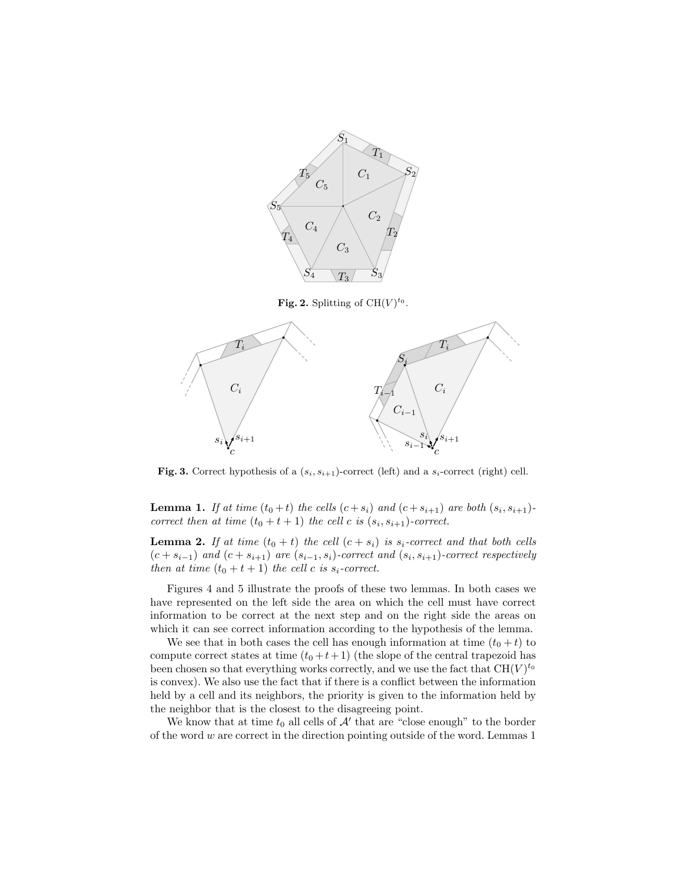**Fig. 2.** Splitting of $\mathrm{CH}(V)^{t_0}$.

**Fig. 3.** Correct hypothesis of a $(s_i, s_{i+1})$-correct (left) and a $s_i$-correct (right) cell.

**Lemma 1.** *If at time $(t_0+t)$ the cells $(c+s_i)$ and $(c+s_{i+1})$ are both $(s_i, s_{i+1})$-correct then at time $(t_0+t+1)$ the cell $c$ is $(s_i, s_{i+1})$-correct.*

**Lemma 2.** *If at time $(t_0+t)$ the cell $(c+s_i)$ is $s_i$-correct and that both cells $(c+s_{i-1})$ and $(c+s_{i+1})$ are $(s_{i-1}, s_i)$-correct and $(s_i, s_{i+1})$-correct respectively then at time $(t_0+t+1)$ the cell $c$ is $s_i$-correct.*

Figures 4 and 5 illustrate the proofs of these two lemmas. In both cases we have represented on the left side the area on which the cell must have correct information to be correct at the next step and on the right side the areas on which it can see correct information according to the hypothesis of the lemma.

We see that in both cases the cell has enough information at time $(t_0+t)$ to compute correct states at time $(t_0+t+1)$ (the slope of the central trapezoid has been chosen so that everything works correctly, and we use the fact that $\mathrm{CH}(V)^{t_0}$ is convex). We also use the fact that if there is a conflict between the information held by a cell and its neighbors, the priority is given to the information held by the neighbor that is the closest to the disagreeing point.

We know that at time $t_0$ all cells of $\mathcal{A}'$ that are "close enough" to the border of the word $w$ are correct in the direction pointing outside of the word. Lemmas 1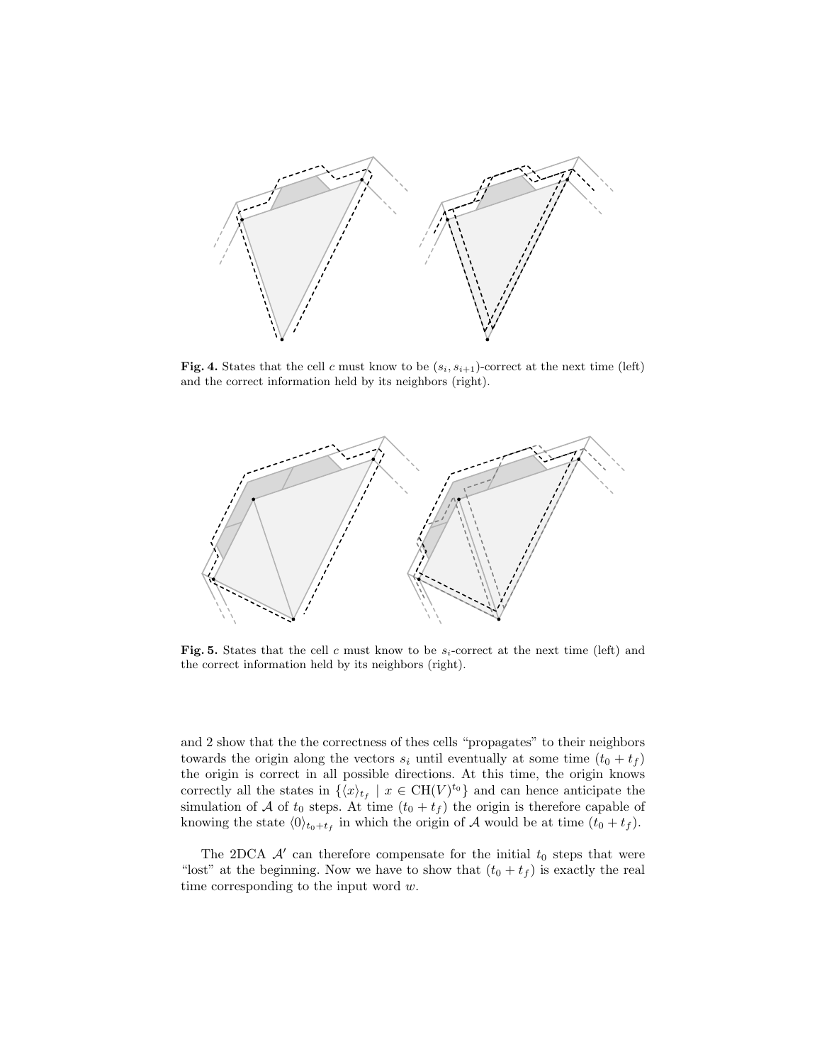**Fig. 4.** States that the cell $c$ must know to be $(s_i, s_{i+1})$-correct at the next time (left) and the correct information held by its neighbors (right).

**Fig. 5.** States that the cell $c$ must know to be $s_i$-correct at the next time (left) and the correct information held by its neighbors (right).

and 2 show that the the correctness of thes cells "propagates" to their neighbors towards the origin along the vectors $s_i$ until eventually at some time $(t_0 + t_f)$ the origin is correct in all possible directions. At this time, the origin knows correctly all the states in $\{\langle x \rangle_{t_f} \mid x \in \mathrm{CH}(V)^{t_0}\}$ and can hence anticipate the simulation of $\mathcal{A}$ of $t_0$ steps. At time $(t_0 + t_f)$ the origin is therefore capable of knowing the state $\langle 0 \rangle_{t_0+t_f}$ in which the origin of $\mathcal{A}$ would be at time $(t_0 + t_f)$.

The 2DCA $\mathcal{A}'$ can therefore compensate for the initial $t_0$ steps that were "lost" at the beginning. Now we have to show that $(t_0 + t_f)$ is exactly the real time corresponding to the input word $w$.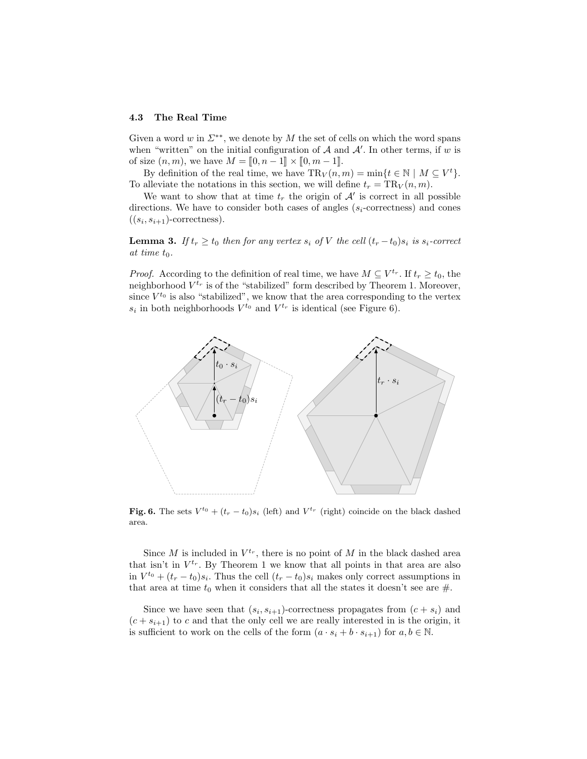### 4.3 The Real Time

Given a word $w$ in $\Sigma^{**}$, we denote by $M$ the set of cells on which the word spans when "written" on the initial configuration of $\mathcal{A}$ and $\mathcal{A}'$. In other terms, if $w$ is of size $(n, m)$, we have $M = [\![0, n-1]\!] \times [\![0, m-1]\!]$.

By definition of the real time, we have $\mathrm{TR}_V(n,m) = \min\{t \in \mathbb{N} \mid M \subseteq V^t\}$. To alleviate the notations in this section, we will define $t_r = \mathrm{TR}_V(n,m)$.

We want to show that at time $t_r$ the origin of $\mathcal{A}'$ is correct in all possible directions. We have to consider both cases of angles ($s_i$-correctness) and cones ($(s_i, s_{i+1})$-correctness).

**Lemma 3.** *If $t_r \geq t_0$ then for any vertex $s_i$ of $V$ the cell $(t_r - t_0)s_i$ is $s_i$-correct at time $t_0$.*

*Proof.* According to the definition of real time, we have $M \subseteq V^{t_r}$. If $t_r \geq t_0$, the neighborhood $V^{t_r}$ is of the "stabilized" form described by Theorem 1. Moreover, since $V^{t_0}$ is also "stabilized", we know that the area corresponding to the vertex $s_i$ in both neighborhoods $V^{t_0}$ and $V^{t_r}$ is identical (see Figure 6).

**Fig. 6.** The sets $V^{t_0} + (t_r - t_0)s_i$ (left) and $V^{t_r}$ (right) coincide on the black dashed area.

Since $M$ is included in $V^{t_r}$, there is no point of $M$ in the black dashed area that isn't in $V^{t_r}$. By Theorem 1 we know that all points in that area are also in $V^{t_0} + (t_r - t_0)s_i$. Thus the cell $(t_r - t_0)s_i$ makes only correct assumptions in that area at time $t_0$ when it considers that all the states it doesn't see are #.

Since we have seen that $(s_i, s_{i+1})$-correctness propagates from $(c + s_i)$ and $(c + s_{i+1})$ to $c$ and that the only cell we are really interested in is the origin, it is sufficient to work on the cells of the form $(a \cdot s_i + b \cdot s_{i+1})$ for $a, b \in \mathbb{N}$.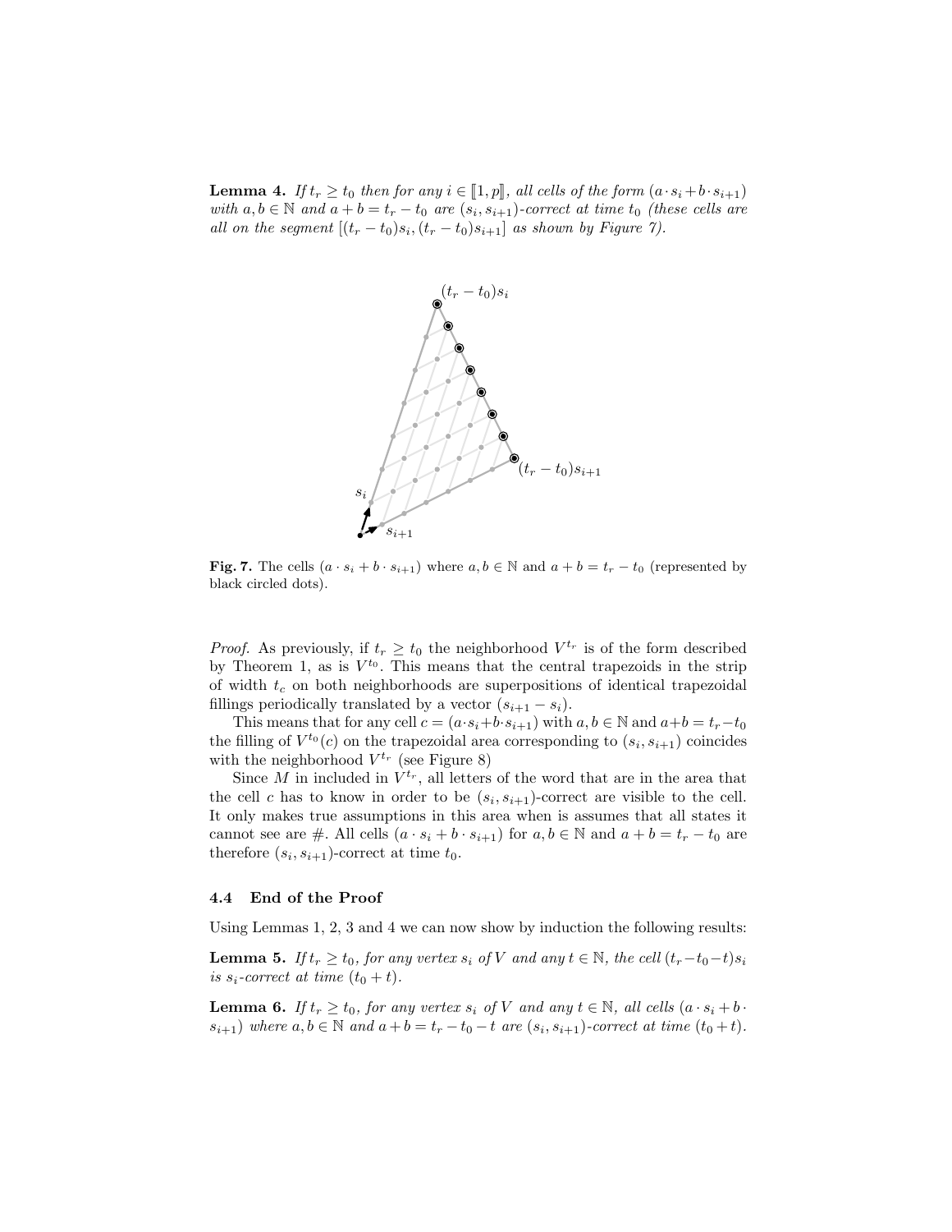**Lemma 4.** *If $t_r \geq t_0$ then for any $i \in [\![1, p]\!]$, all cells of the form $(a \cdot s_i + b \cdot s_{i+1})$ with $a, b \in \mathbb{N}$ and $a + b = t_r - t_0$ are $(s_i, s_{i+1})$-correct at time $t_0$ (these cells are all on the segment $[(t_r - t_0)s_i, (t_r - t_0)s_{i+1}]$ as shown by Figure 7).*

**Fig. 7.** The cells $(a \cdot s_i + b \cdot s_{i+1})$ where $a, b \in \mathbb{N}$ and $a + b = t_r - t_0$ (represented by black circled dots).

*Proof.* As previously, if $t_r \geq t_0$ the neighborhood $V^{t_r}$ is of the form described by Theorem 1, as is $V^{t_0}$. This means that the central trapezoids in the strip of width $t_c$ on both neighborhoods are superpositions of identical trapezoidal fillings periodically translated by a vector $(s_{i+1} - s_i)$.

This means that for any cell $c = (a \cdot s_i + b \cdot s_{i+1})$ with $a, b \in \mathbb{N}$ and $a + b = t_r - t_0$ the filling of $V^{t_0}(c)$ on the trapezoidal area corresponding to $(s_i, s_{i+1})$ coincides with the neighborhood $V^{t_r}$ (see Figure 8)

Since $M$ in included in $V^{t_r}$, all letters of the word that are in the area that the cell $c$ has to know in order to be $(s_i, s_{i+1})$-correct are visible to the cell. It only makes true assumptions in this area when is assumes that all states it cannot see are #. All cells $(a \cdot s_i + b \cdot s_{i+1})$ for $a, b \in \mathbb{N}$ and $a + b = t_r - t_0$ are therefore $(s_i, s_{i+1})$-correct at time $t_0$.

### 4.4 End of the Proof

Using Lemmas 1, 2, 3 and 4 we can now show by induction the following results:

**Lemma 5.** *If $t_r \geq t_0$, for any vertex $s_i$ of $V$ and any $t \in \mathbb{N}$, the cell $(t_r - t_0 - t)s_i$ is $s_i$-correct at time $(t_0 + t)$.*

**Lemma 6.** *If $t_r \geq t_0$, for any vertex $s_i$ of $V$ and any $t \in \mathbb{N}$, all cells $(a \cdot s_i + b \cdot s_{i+1})$ where $a, b \in \mathbb{N}$ and $a + b = t_r - t_0 - t$ are $(s_i, s_{i+1})$-correct at time $(t_0 + t)$.*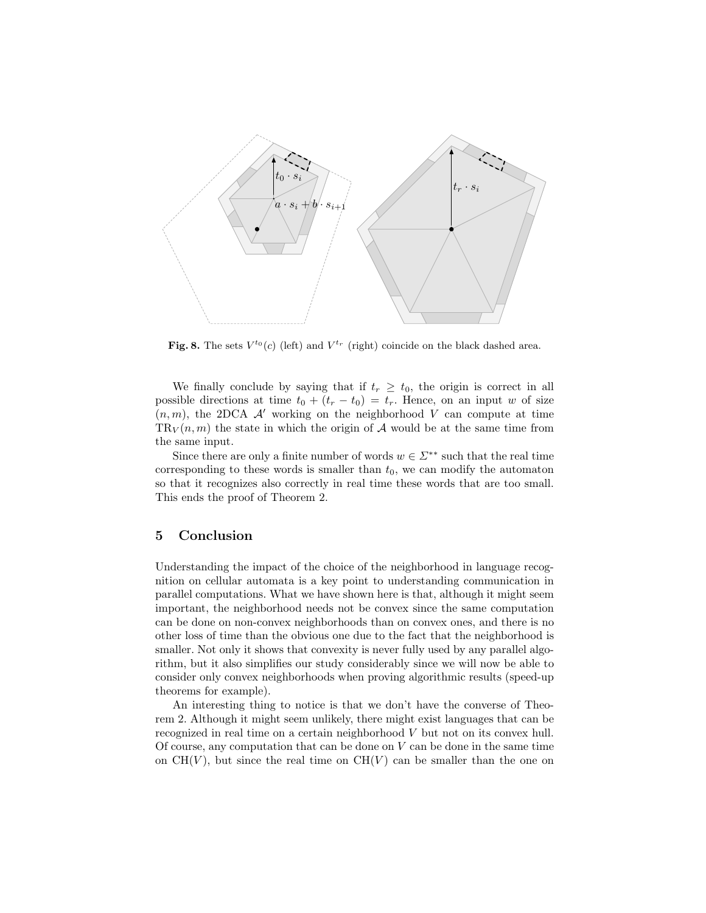**Fig. 8.** The sets $V^{t_0}(c)$ (left) and $V^{t_r}$ (right) coincide on the black dashed area.

We finally conclude by saying that if $t_r \geq t_0$, the origin is correct in all possible directions at time $t_0 + (t_r - t_0) = t_r$. Hence, on an input $w$ of size $(n, m)$, the 2DCA $\mathcal{A}'$ working on the neighborhood $V$ can compute at time $\mathrm{TR}_V(n, m)$ the state in which the origin of $\mathcal{A}$ would be at the same time from the same input.

Since there are only a finite number of words $w \in \Sigma^{**}$ such that the real time corresponding to these words is smaller than $t_0$, we can modify the automaton so that it recognizes also correctly in real time these words that are too small. This ends the proof of Theorem 2.

## 5 Conclusion

Understanding the impact of the choice of the neighborhood in language recognition on cellular automata is a key point to understanding communication in parallel computations. What we have shown here is that, although it might seem important, the neighborhood needs not be convex since the same computation can be done on non-convex neighborhoods than on convex ones, and there is no other loss of time than the obvious one due to the fact that the neighborhood is smaller. Not only it shows that convexity is never fully used by any parallel algorithm, but it also simplifies our study considerably since we will now be able to consider only convex neighborhoods when proving algorithmic results (speed-up theorems for example).

An interesting thing to notice is that we don't have the converse of Theorem 2. Although it might seem unlikely, there might exist languages that can be recognized in real time on a certain neighborhood $V$ but not on its convex hull. Of course, any computation that can be done on $V$ can be done in the same time on $\mathrm{CH}(V)$, but since the real time on $\mathrm{CH}(V)$ can be smaller than the one on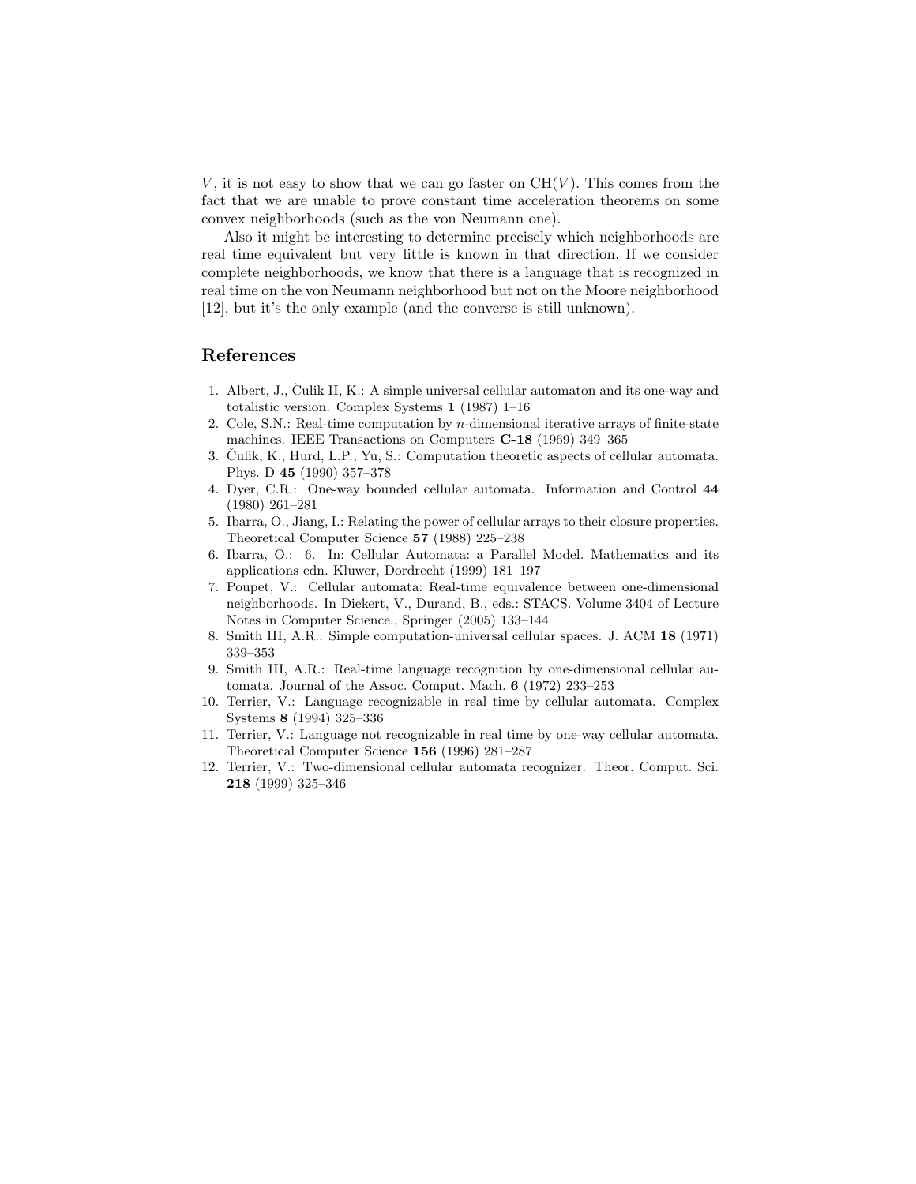$V$, it is not easy to show that we can go faster on $\mathrm{CH}(V)$. This comes from the fact that we are unable to prove constant time acceleration theorems on some convex neighborhoods (such as the von Neumann one).

Also it might be interesting to determine precisely which neighborhoods are real time equivalent but very little is known in that direction. If we consider complete neighborhoods, we know that there is a language that is recognized in real time on the von Neumann neighborhood but not on the Moore neighborhood [12], but it's the only example (and the converse is still unknown).

## References

1. Albert, J., Čulik II, K.: A simple universal cellular automaton and its one-way and totalistic version. Complex Systems **1** (1987) 1–16
2. Cole, S.N.: Real-time computation by $n$-dimensional iterative arrays of finite-state machines. IEEE Transactions on Computers **C-18** (1969) 349–365
3. Čulik, K., Hurd, L.P., Yu, S.: Computation theoretic aspects of cellular automata. Phys. D **45** (1990) 357–378
4. Dyer, C.R.: One-way bounded cellular automata. Information and Control **44** (1980) 261–281
5. Ibarra, O., Jiang, I.: Relating the power of cellular arrays to their closure properties. Theoretical Computer Science **57** (1988) 225–238
6. Ibarra, O.: 6. In: Cellular Automata: a Parallel Model. Mathematics and its applications edn. Kluwer, Dordrecht (1999) 181–197
7. Poupet, V.: Cellular automata: Real-time equivalence between one-dimensional neighborhoods. In Diekert, V., Durand, B., eds.: STACS. Volume 3404 of Lecture Notes in Computer Science., Springer (2005) 133–144
8. Smith III, A.R.: Simple computation-universal cellular spaces. J. ACM **18** (1971) 339–353
9. Smith III, A.R.: Real-time language recognition by one-dimensional cellular automata. Journal of the Assoc. Comput. Mach. **6** (1972) 233–253
10. Terrier, V.: Language recognizable in real time by cellular automata. Complex Systems **8** (1994) 325–336
11. Terrier, V.: Language not recognizable in real time by one-way cellular automata. Theoretical Computer Science **156** (1996) 281–287
12. Terrier, V.: Two-dimensional cellular automata recognizer. Theor. Comput. Sci. **218** (1999) 325–346